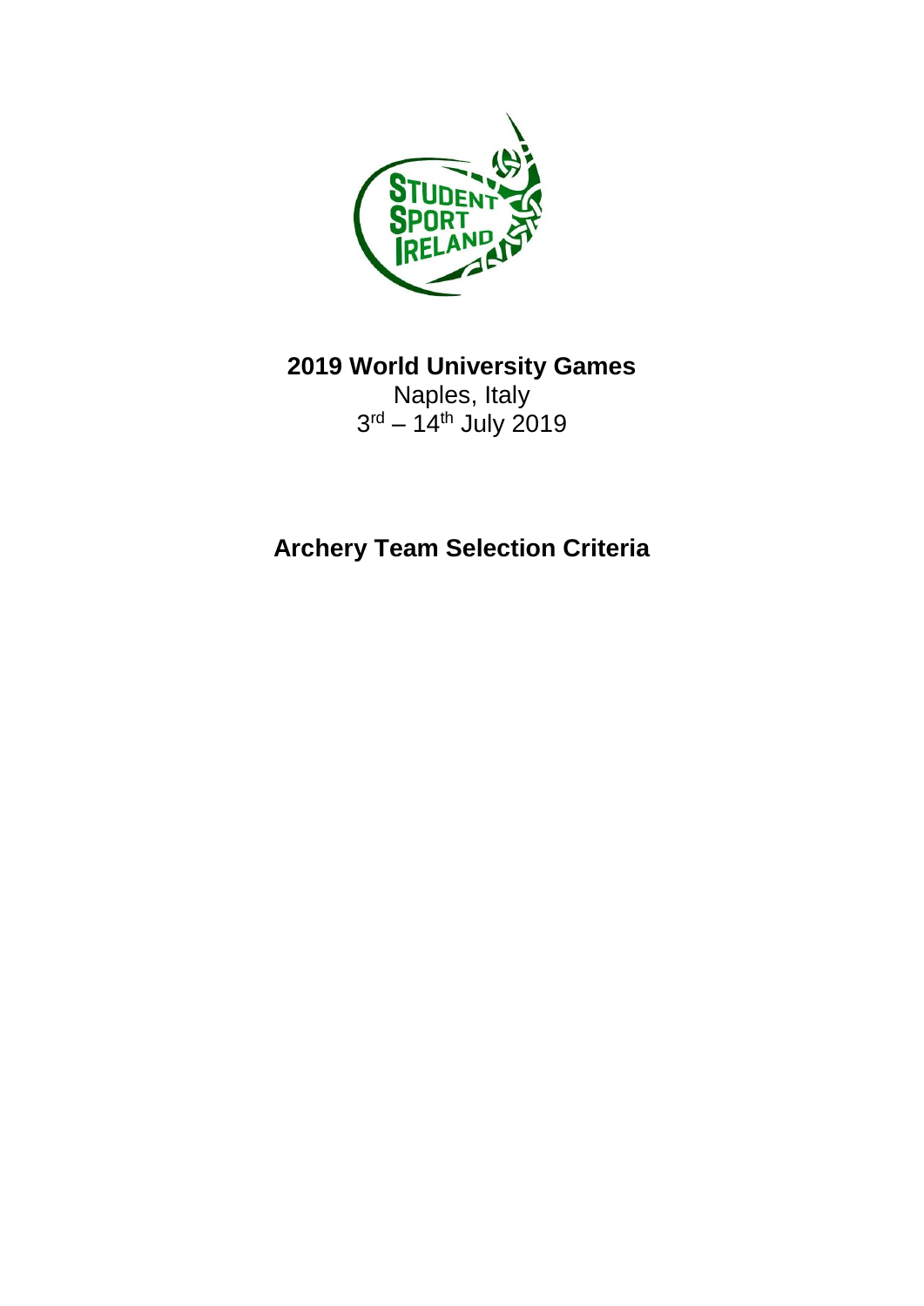**2019 World University Games**

Naples, Italy

3rd – 14th July 2019

# Archery Team Selection Criteria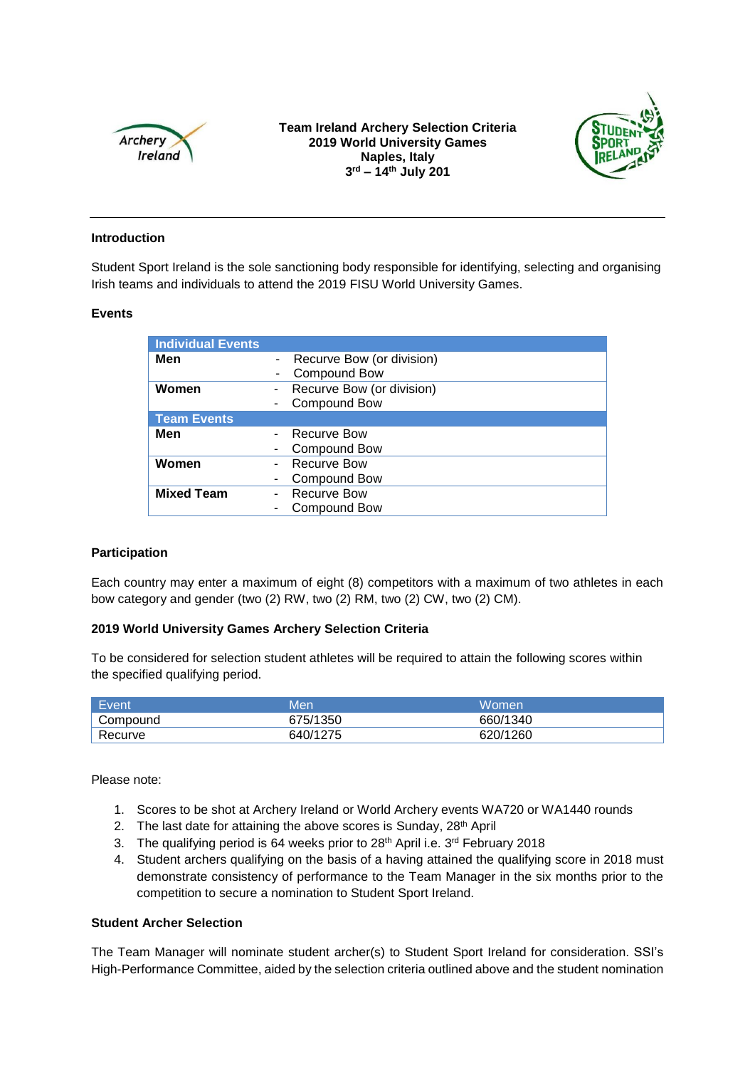**Team Ireland Archery Selection Criteria**
**2019 World University Games**
**Naples, Italy**
**3rd – 14th July 201**

## Introduction

Student Sport Ireland is the sole sanctioning body responsible for identifying, selecting and organising Irish teams and individuals to attend the 2019 FISU World University Games.

## Events

| Individual Events | |
|---|---|
| **Men** | - Recurve Bow (or division)<br>- Compound Bow |
| **Women** | - Recurve Bow (or division)<br>- Compound Bow |
| **Team Events** | |
| **Men** | - Recurve Bow<br>- Compound Bow |
| **Women** | - Recurve Bow<br>- Compound Bow |
| **Mixed Team** | - Recurve Bow<br>- Compound Bow |

## Participation

Each country may enter a maximum of eight (8) competitors with a maximum of two athletes in each bow category and gender (two (2) RW, two (2) RM, two (2) CW, two (2) CM).

## 2019 World University Games Archery Selection Criteria

To be considered for selection student athletes will be required to attain the following scores within the specified qualifying period.

| Event | Men | Women |
|---|---|---|
| Compound | 675/1350 | 660/1340 |
| Recurve | 640/1275 | 620/1260 |

Please note:

1. Scores to be shot at Archery Ireland or World Archery events WA720 or WA1440 rounds
2. The last date for attaining the above scores is Sunday, 28th April
3. The qualifying period is 64 weeks prior to 28th April i.e. 3rd February 2018
4. Student archers qualifying on the basis of a having attained the qualifying score in 2018 must demonstrate consistency of performance to the Team Manager in the six months prior to the competition to secure a nomination to Student Sport Ireland.

## Student Archer Selection

The Team Manager will nominate student archer(s) to Student Sport Ireland for consideration. SSI's High-Performance Committee, aided by the selection criteria outlined above and the student nomination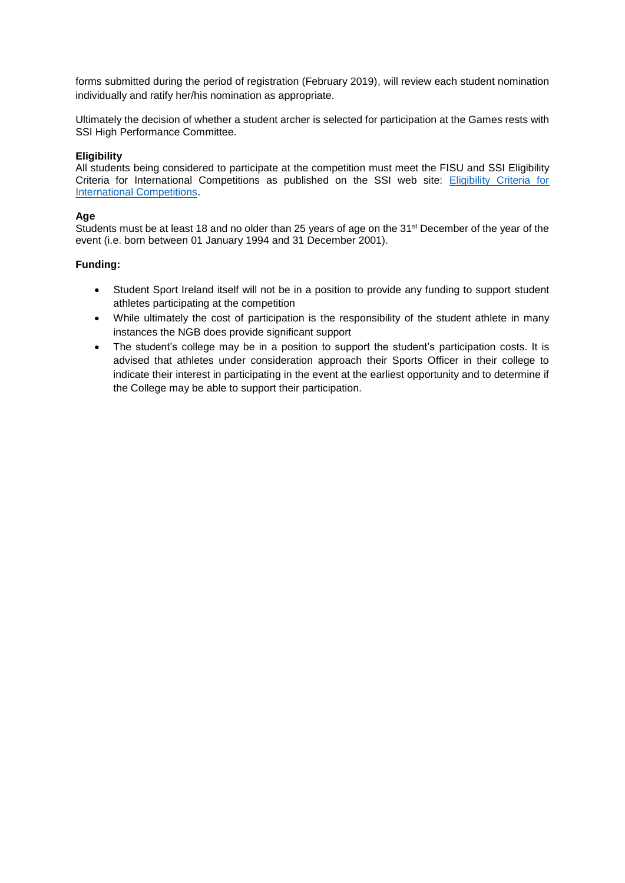forms submitted during the period of registration (February 2019), will review each student nomination individually and ratify her/his nomination as appropriate.

Ultimately the decision of whether a student archer is selected for participation at the Games rests with SSI High Performance Committee.

**Eligibility**

All students being considered to participate at the competition must meet the FISU and SSI Eligibility Criteria for International Competitions as published on the SSI web site: [Eligibility Criteria for International Competitions](#).

**Age**

Students must be at least 18 and no older than 25 years of age on the 31st December of the year of the event (i.e. born between 01 January 1994 and 31 December 2001).

**Funding:**

- Student Sport Ireland itself will not be in a position to provide any funding to support student athletes participating at the competition
- While ultimately the cost of participation is the responsibility of the student athlete in many instances the NGB does provide significant support
- The student's college may be in a position to support the student's participation costs. It is advised that athletes under consideration approach their Sports Officer in their college to indicate their interest in participating in the event at the earliest opportunity and to determine if the College may be able to support their participation.